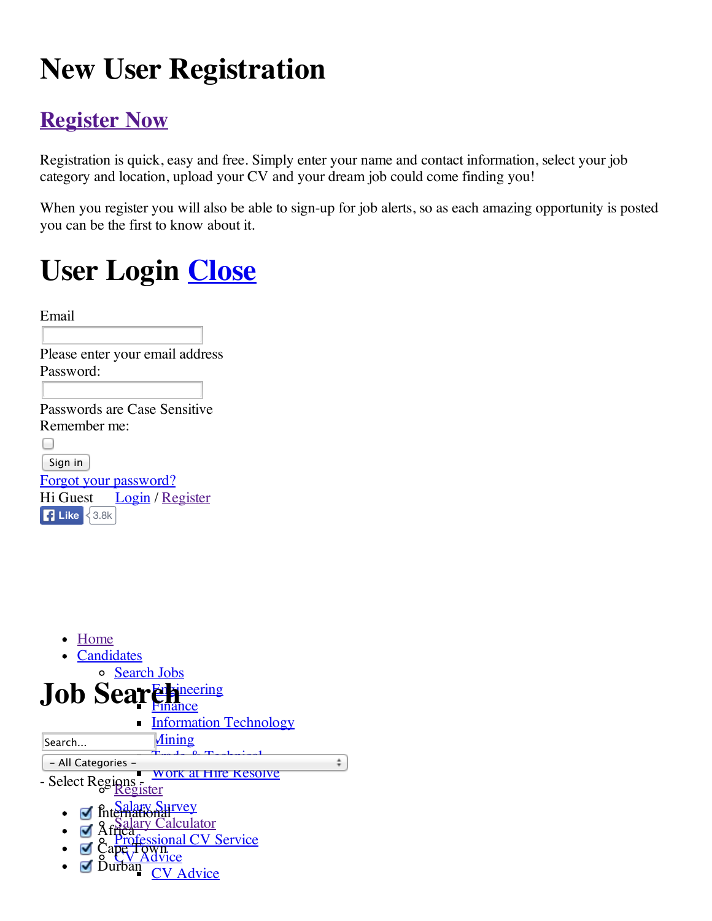# New User Registration

## Register Now

Registration is quick, easy and free. Simply enter your name and contact information, select your job category and location, upload your CV and your dream job could come finding you!

When you register you will also be able to sign-up for job alerts, so as each amazing opportunity is posted you can be the first to know about it.

# User Login Close

Email

Please enter your email address

Password:

Passwords are Case Sensitive

Remember me:

Sign in

Forgot your password?

Hi Guest Login / Register

Like 3.8k

- Home
- Candidates
  - Search Jobs
    - Engineering
    - Finance
    - Information Technology
    - Mining
    - Trade & Technical
    - Work at Hire Resolve
  - Register
  - Salary Survey
  - Salary Calculator
  - Professional CV Service
  - CV Advice
    - CV Advice

# Job Search

Search...

- All Categories -

- Select Regions -

- International
- Africa
- Cape Town
- Durban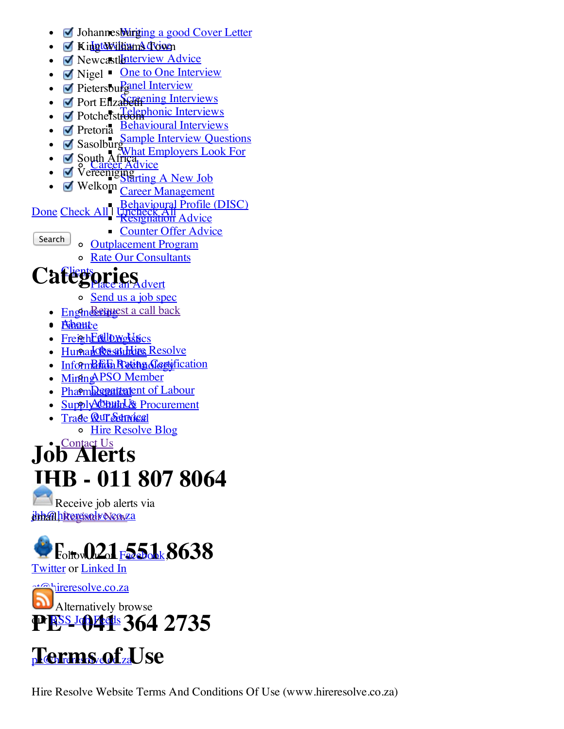- ☑ Johannesburg
- ☑ King William's Town
- ☑ Newcastle
- ☑ Nigel
- ☑ Pietersburg
- ☑ Port Elizabeth
- ☑ Potchefstroom
- ☑ Pretoria
- ☑ Sasolburg
- ☑ South Africa
- ☑ Vereeniging
- ☑ Welkom

Done Check All | Uncheck All

Search

- Writing a good Cover Letter
- Interview Advice
- Interview Advice
- One to One Interview
- Panel Interview
- Screening Interviews
- Telephonic Interviews
- Behavioural Interviews
- Sample Interview Questions
- What Employers Look For
- Career Advice
  - Starting A New Job
  - Career Management
  - Behavioural Profile (DISC)
  - Resignation Advice
  - Counter Offer Advice
- Outplacement Program
- Rate Our Consultants
- Clients
  - Place an Advert
  - Send us a job spec
  - Request a call back
- About
  - Follow Us
  - Jobs at Hire Resolve
  - BEE Rating Certification
  - APSO Member
  - Department of Labour
  - About Us
  - Our Services
  - Hire Resolve Blog
- Contact Us

# Categories

- Engineering
- Finance
- Freight & Logistics
- Human Resources
- Information Technology
- Mining
- Pharmaceutical
- Supply Chain & Procurement
- Trade & Technical

# Job Alerts

Receive job alerts via email, Register Now

Follow us on Facebook, Twitter or Linked In

Alternatively browse our RSS Job Feeds

# JHB - 011 807 8064

jhb@hireresolve.co.za

# CT - 021 551 8638

ct@hireresolve.co.za

# PE - 041 364 2735

pe@hireresolve.co.za

# Terms of Use

Hire Resolve Website Terms And Conditions Of Use (www.hireresolve.co.za)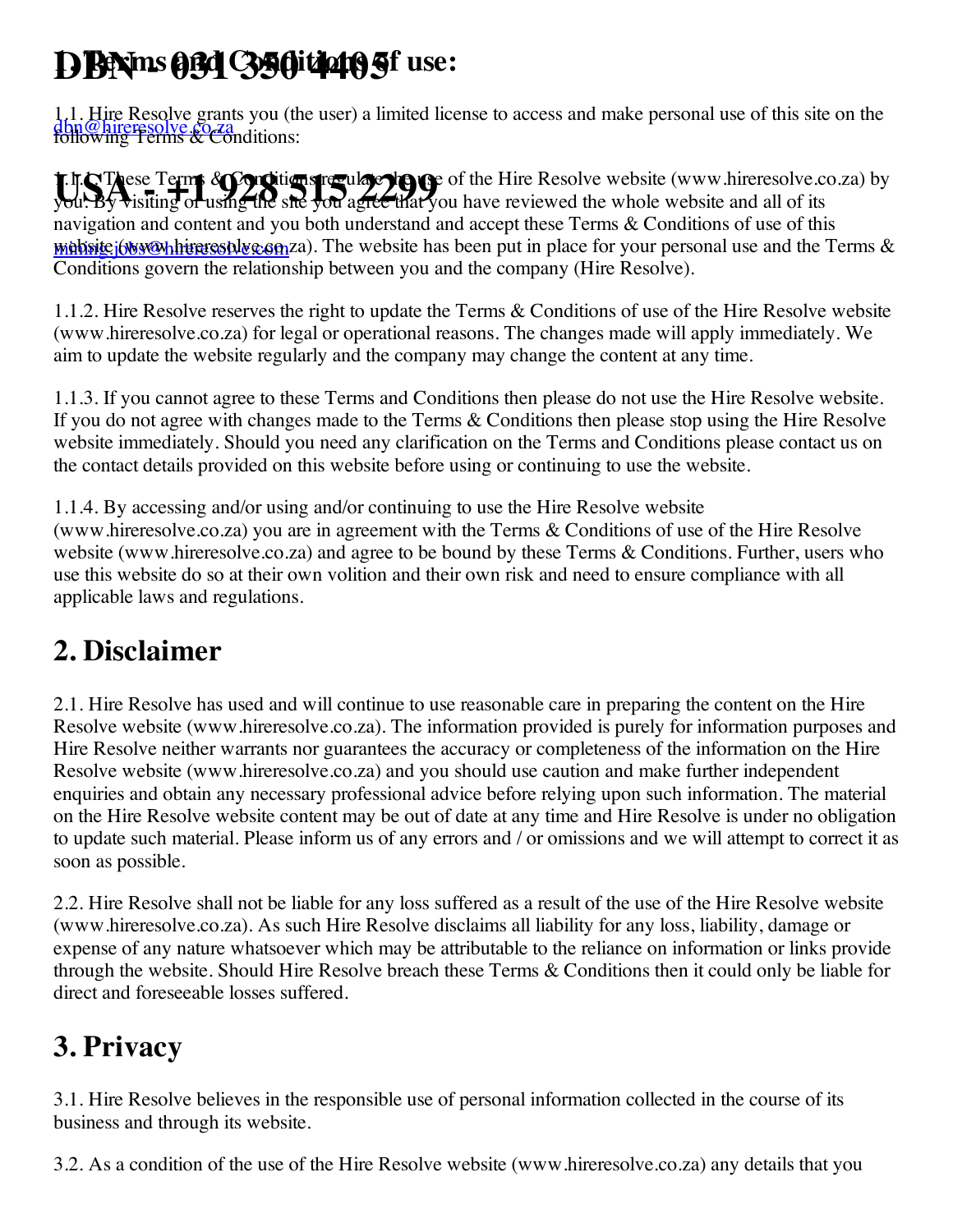# DBN - 031 350 4405

dbn@hireresolve.co.za

# USA - +1 928 515 2299

mining.jobs@hireresolve.com

## 1. Terms and Conditions of use:

1.1. Hire Resolve grants you (the user) a limited license to access and make personal use of this site on the following Terms & Conditions:

1.1.1. These Terms & Conditions regulate the use of the Hire Resolve website (www.hireresolve.co.za) by you. By visiting or using the site you agree that you have reviewed the whole website and all of its navigation and content and you both understand and accept these Terms & Conditions of use of this website (www.hireresolve.co.za). The website has been put in place for your personal use and the Terms & Conditions govern the relationship between you and the company (Hire Resolve).

1.1.2. Hire Resolve reserves the right to update the Terms & Conditions of use of the Hire Resolve website (www.hireresolve.co.za) for legal or operational reasons. The changes made will apply immediately. We aim to update the website regularly and the company may change the content at any time.

1.1.3. If you cannot agree to these Terms and Conditions then please do not use the Hire Resolve website. If you do not agree with changes made to the Terms & Conditions then please stop using the Hire Resolve website immediately. Should you need any clarification on the Terms and Conditions please contact us on the contact details provided on this website before using or continuing to use the website.

1.1.4. By accessing and/or using and/or continuing to use the Hire Resolve website (www.hireresolve.co.za) you are in agreement with the Terms & Conditions of use of the Hire Resolve website (www.hireresolve.co.za) and agree to be bound by these Terms & Conditions. Further, users who use this website do so at their own volition and their own risk and need to ensure compliance with all applicable laws and regulations.

## 2. Disclaimer

2.1. Hire Resolve has used and will continue to use reasonable care in preparing the content on the Hire Resolve website (www.hireresolve.co.za). The information provided is purely for information purposes and Hire Resolve neither warrants nor guarantees the accuracy or completeness of the information on the Hire Resolve website (www.hireresolve.co.za) and you should use caution and make further independent enquiries and obtain any necessary professional advice before relying upon such information. The material on the Hire Resolve website content may be out of date at any time and Hire Resolve is under no obligation to update such material. Please inform us of any errors and / or omissions and we will attempt to correct it as soon as possible.

2.2. Hire Resolve shall not be liable for any loss suffered as a result of the use of the Hire Resolve website (www.hireresolve.co.za). As such Hire Resolve disclaims all liability for any loss, liability, damage or expense of any nature whatsoever which may be attributable to the reliance on information or links provide through the website. Should Hire Resolve breach these Terms & Conditions then it could only be liable for direct and foreseeable losses suffered.

## 3. Privacy

3.1. Hire Resolve believes in the responsible use of personal information collected in the course of its business and through its website.

3.2. As a condition of the use of the Hire Resolve website (www.hireresolve.co.za) any details that you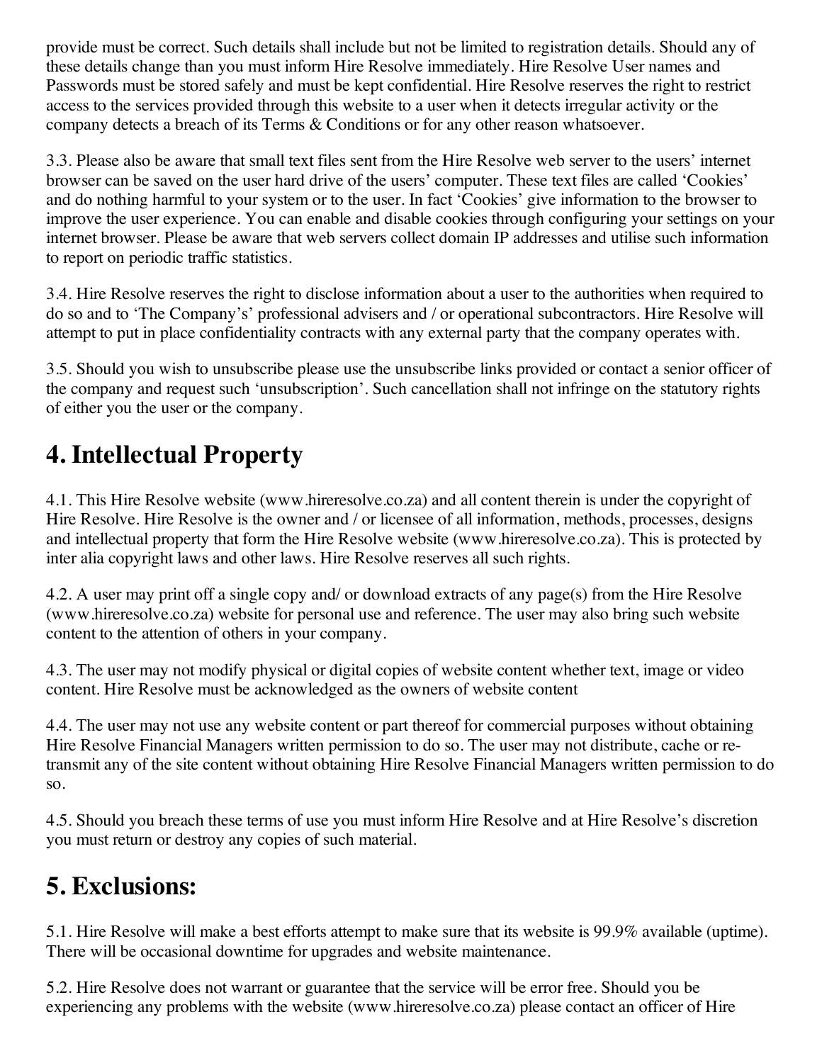provide must be correct. Such details shall include but not be limited to registration details. Should any of these details change than you must inform Hire Resolve immediately. Hire Resolve User names and Passwords must be stored safely and must be kept confidential. Hire Resolve reserves the right to restrict access to the services provided through this website to a user when it detects irregular activity or the company detects a breach of its Terms & Conditions or for any other reason whatsoever.

3.3. Please also be aware that small text files sent from the Hire Resolve web server to the users' internet browser can be saved on the user hard drive of the users' computer. These text files are called 'Cookies' and do nothing harmful to your system or to the user. In fact 'Cookies' give information to the browser to improve the user experience. You can enable and disable cookies through configuring your settings on your internet browser. Please be aware that web servers collect domain IP addresses and utilise such information to report on periodic traffic statistics.

3.4. Hire Resolve reserves the right to disclose information about a user to the authorities when required to do so and to 'The Company's' professional advisers and / or operational subcontractors. Hire Resolve will attempt to put in place confidentiality contracts with any external party that the company operates with.

3.5. Should you wish to unsubscribe please use the unsubscribe links provided or contact a senior officer of the company and request such 'unsubscription'. Such cancellation shall not infringe on the statutory rights of either you the user or the company.

# 4. Intellectual Property

4.1. This Hire Resolve website (www.hireresolve.co.za) and all content therein is under the copyright of Hire Resolve. Hire Resolve is the owner and / or licensee of all information, methods, processes, designs and intellectual property that form the Hire Resolve website (www.hireresolve.co.za). This is protected by inter alia copyright laws and other laws. Hire Resolve reserves all such rights.

4.2. A user may print off a single copy and/ or download extracts of any page(s) from the Hire Resolve (www.hireresolve.co.za) website for personal use and reference. The user may also bring such website content to the attention of others in your company.

4.3. The user may not modify physical or digital copies of website content whether text, image or video content. Hire Resolve must be acknowledged as the owners of website content

4.4. The user may not use any website content or part thereof for commercial purposes without obtaining Hire Resolve Financial Managers written permission to do so. The user may not distribute, cache or re-transmit any of the site content without obtaining Hire Resolve Financial Managers written permission to do so.

4.5. Should you breach these terms of use you must inform Hire Resolve and at Hire Resolve's discretion you must return or destroy any copies of such material.

# 5. Exclusions:

5.1. Hire Resolve will make a best efforts attempt to make sure that its website is 99.9% available (uptime). There will be occasional downtime for upgrades and website maintenance.

5.2. Hire Resolve does not warrant or guarantee that the service will be error free. Should you be experiencing any problems with the website (www.hireresolve.co.za) please contact an officer of Hire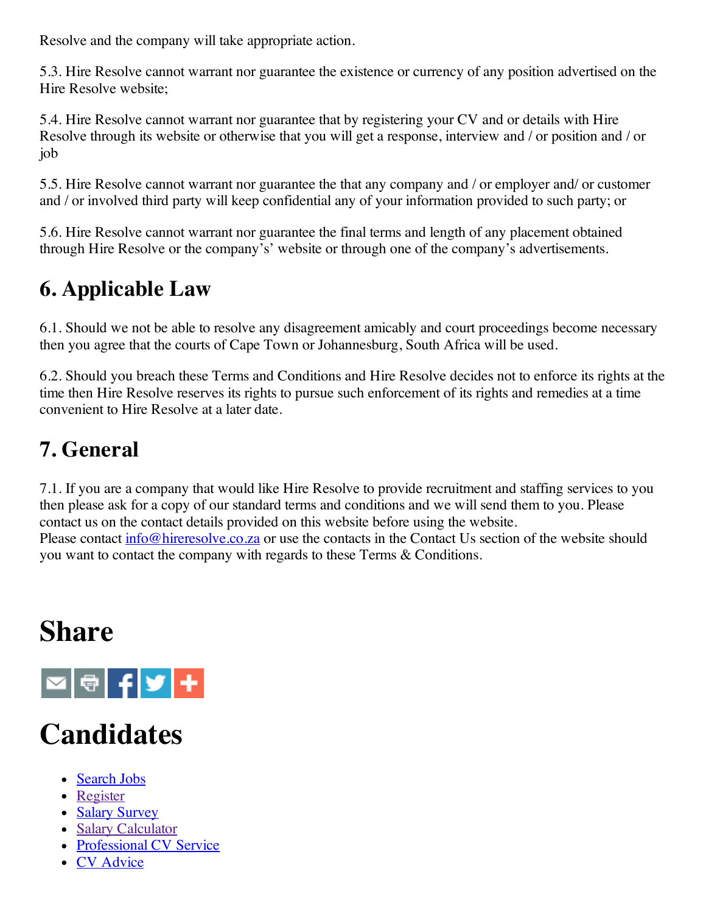Resolve and the company will take appropriate action.

5.3. Hire Resolve cannot warrant nor guarantee the existence or currency of any position advertised on the Hire Resolve website;

5.4. Hire Resolve cannot warrant nor guarantee that by registering your CV and or details with Hire Resolve through its website or otherwise that you will get a response, interview and / or position and / or job

5.5. Hire Resolve cannot warrant nor guarantee the that any company and / or employer and/ or customer and / or involved third party will keep confidential any of your information provided to such party; or

5.6. Hire Resolve cannot warrant nor guarantee the final terms and length of any placement obtained through Hire Resolve or the company's' website or through one of the company's advertisements.

## 6. Applicable Law

6.1. Should we not be able to resolve any disagreement amicably and court proceedings become necessary then you agree that the courts of Cape Town or Johannesburg, South Africa will be used.

6.2. Should you breach these Terms and Conditions and Hire Resolve decides not to enforce its rights at the time then Hire Resolve reserves its rights to pursue such enforcement of its rights and remedies at a time convenient to Hire Resolve at a later date.

## 7. General

7.1. If you are a company that would like Hire Resolve to provide recruitment and staffing services to you then please ask for a copy of our standard terms and conditions and we will send them to you. Please contact us on the contact details provided on this website before using the website.
Please contact info@hireresolve.co.za or use the contacts in the Contact Us section of the website should you want to contact the company with regards to these Terms & Conditions.

# Share

# Candidates

- Search Jobs
- Register
- Salary Survey
- Salary Calculator
- Professional CV Service
- CV Advice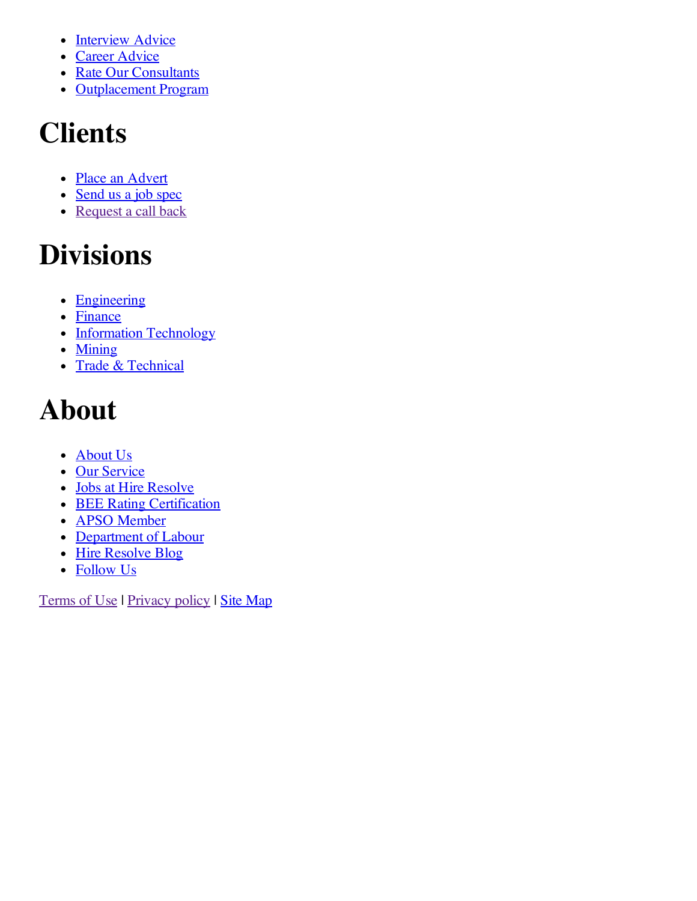- Interview Advice
- Career Advice
- Rate Our Consultants
- Outplacement Program

# Clients

- Place an Advert
- Send us a job spec
- Request a call back

# Divisions

- Engineering
- Finance
- Information Technology
- Mining
- Trade & Technical

# About

- About Us
- Our Service
- Jobs at Hire Resolve
- BEE Rating Certification
- APSO Member
- Department of Labour
- Hire Resolve Blog
- Follow Us

Terms of Use | Privacy policy | Site Map